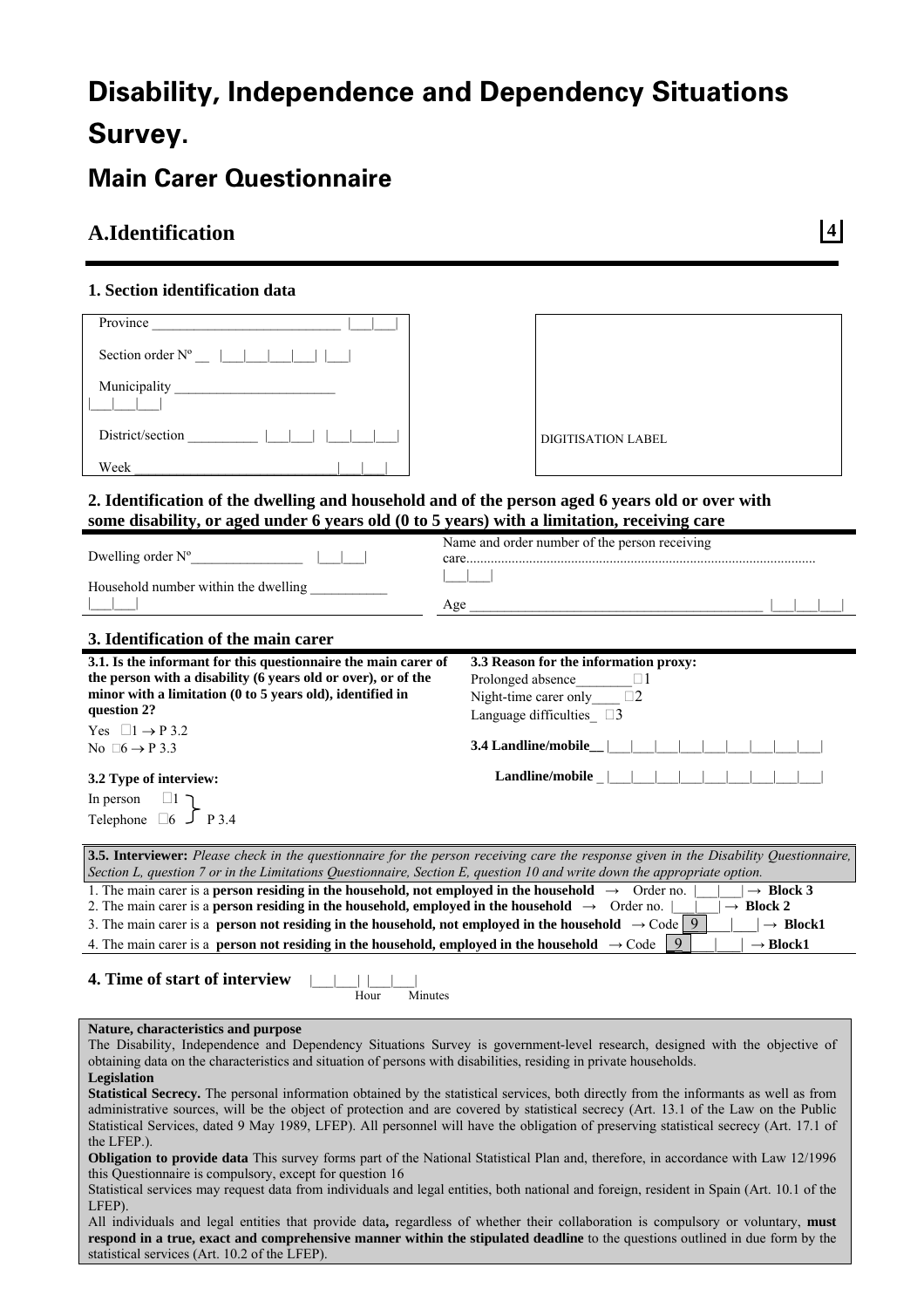# Disability, Independence and Dependency Situations Survey.

## Main Carer Questionnaire

## A.Identification

4

### 1. Section identification data

Province ___________________________ |___|___|

Section order Nº __ |___|___|___|___| |___|

Municipality _______________________ |___|___|___|

District/section __________ |___|___| |___|___|___|

Week ______________________________|___|___|

DIGITISATION LABEL

### 2. Identification of the dwelling and household and of the person aged 6 years old or over with some disability, or aged under 6 years old (0 to 5 years) with a limitation, receiving care

Dwelling order Nº________________ |___|___|

Household number within the dwelling ___________ |___|___|

Name and order number of the person receiving care.................................................................................................... |___|___|

Age __________________________________________ |___|___|___|

### 3. Identification of the main carer

**3.1. Is the informant for this questionnaire the main carer of the person with a disability (6 years old or over), or of the minor with a limitation (0 to 5 years old), identified in question 2?**

Yes □1 → P 3.2
No □6 → P 3.3

**3.2 Type of interview:**

In person □1
Telephone □6 } P 3.4

**3.3 Reason for the information proxy:**

Prolonged absence________□1
Night-time carer only____ □2
Language difficulties_ □3

**3.4 Landline/mobile__** |___|___|___|___|___|___|___|___|___|

**Landline/mobile** _ |___|___|___|___|___|___|___|___|___|

**3.5. Interviewer:** *Please check in the questionnaire for the person receiving care the response given in the Disability Questionnaire, Section L, question 7 or in the Limitations Questionnaire, Section E, question 10 and write down the appropriate option.*

1. The main carer is a **person residing in the household, not employed in the household** → Order no. |___|___| → **Block 3**
2. The main carer is a **person residing in the household, employed in the household** → Order no. |___|___| → **Block 2**
3. The main carer is a **person not residing in the household, not employed in the household** → Code 9 |___|___| → **Block1**
4. The main carer is a **person not residing in the household, employed in the household** → Code 9 |___|___| → **Block1**

### 4. Time of start of interview

|___|___| |___|___|
Hour Minutes

**Nature, characteristics and purpose**

The Disability, Independence and Dependency Situations Survey is government-level research, designed with the objective of obtaining data on the characteristics and situation of persons with disabilities, residing in private households.

**Legislation**

**Statistical Secrecy.** The personal information obtained by the statistical services, both directly from the informants as well as from administrative sources, will be the object of protection and are covered by statistical secrecy (Art. 13.1 of the Law on the Public Statistical Services, dated 9 May 1989, LFEP). All personnel will have the obligation of preserving statistical secrecy (Art. 17.1 of the LFEP.).

**Obligation to provide data** This survey forms part of the National Statistical Plan and, therefore, in accordance with Law 12/1996 this Questionnaire is compulsory, except for question 16

Statistical services may request data from individuals and legal entities, both national and foreign, resident in Spain (Art. 10.1 of the LFEP).

All individuals and legal entities that provide data**,** regardless of whether their collaboration is compulsory or voluntary, **must respond in a true, exact and comprehensive manner within the stipulated deadline** to the questions outlined in due form by the statistical services (Art. 10.2 of the LFEP).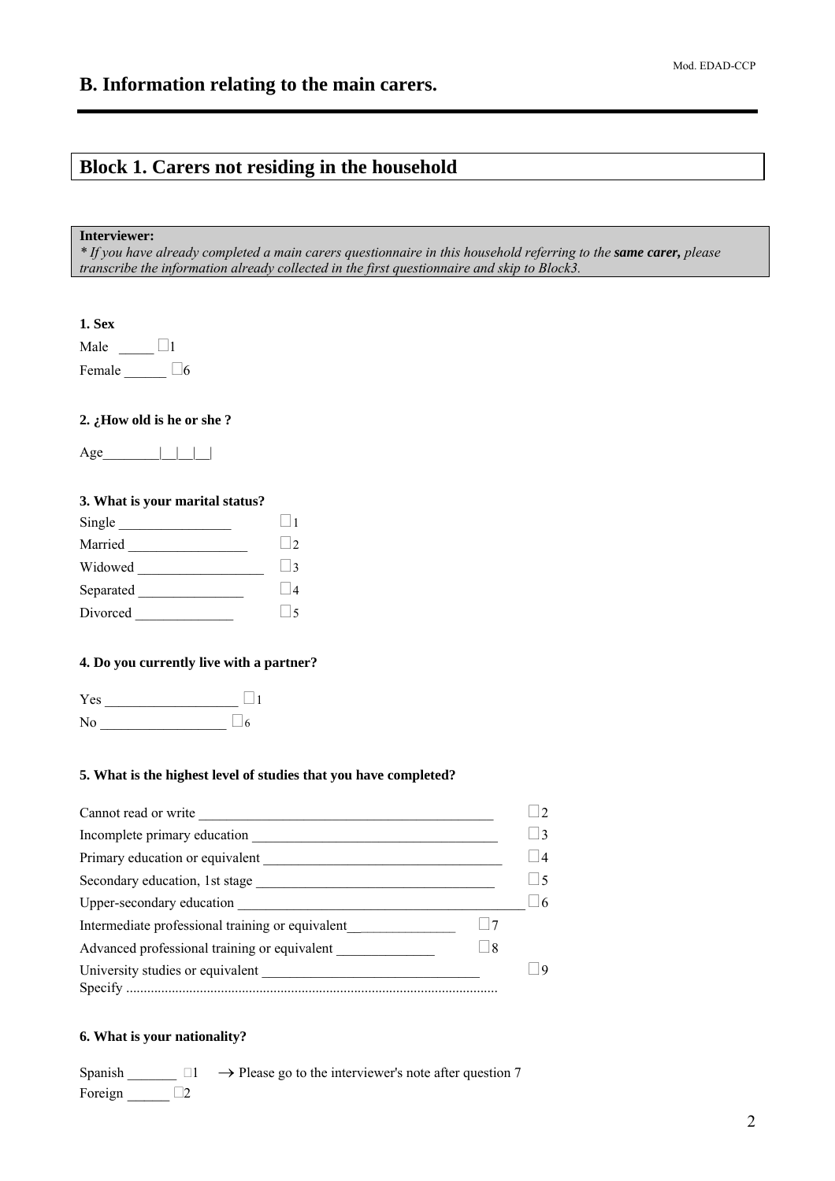# B. Information relating to the main carers.

## Block 1. Carers not residing in the household

**Interviewer:**
*\* If you have already completed a main carers questionnaire in this household referring to the **same carer,** please transcribe the information already collected in the first questionnaire and skip to Block3.*

**1. Sex**

Male _____ ☐1

Female ______ ☐6

**2. ¿How old is he or she ?**

Age________|__|__|__|

**3. What is your marital status?**

Single ________________ ☐1

Married _________________ ☐2

Widowed __________________ ☐3

Separated _______________ ☐4

Divorced ______________ ☐5

**4. Do you currently live with a partner?**

Yes ___________________ ☐1

No __________________ ☐6

**5. What is the highest level of studies that you have completed?**

Cannot read or write __________________________________________ ☐2

Incomplete primary education ___________________________________ ☐3

Primary education or equivalent __________________________________ ☐4

Secondary education, 1st stage ___________________________________ ☐5

Upper-secondary education _____________________________________ ☐6

Intermediate professional training or equivalent_______________ ☐7

Advanced professional training or equivalent ______________ ☐8

University studies or equivalent ________________________________ ☐9

Specify ........................................................................................................

**6. What is your nationality?**

Spanish _______ ☐1 → Please go to the interviewer's note after question 7

Foreign ______ ☐2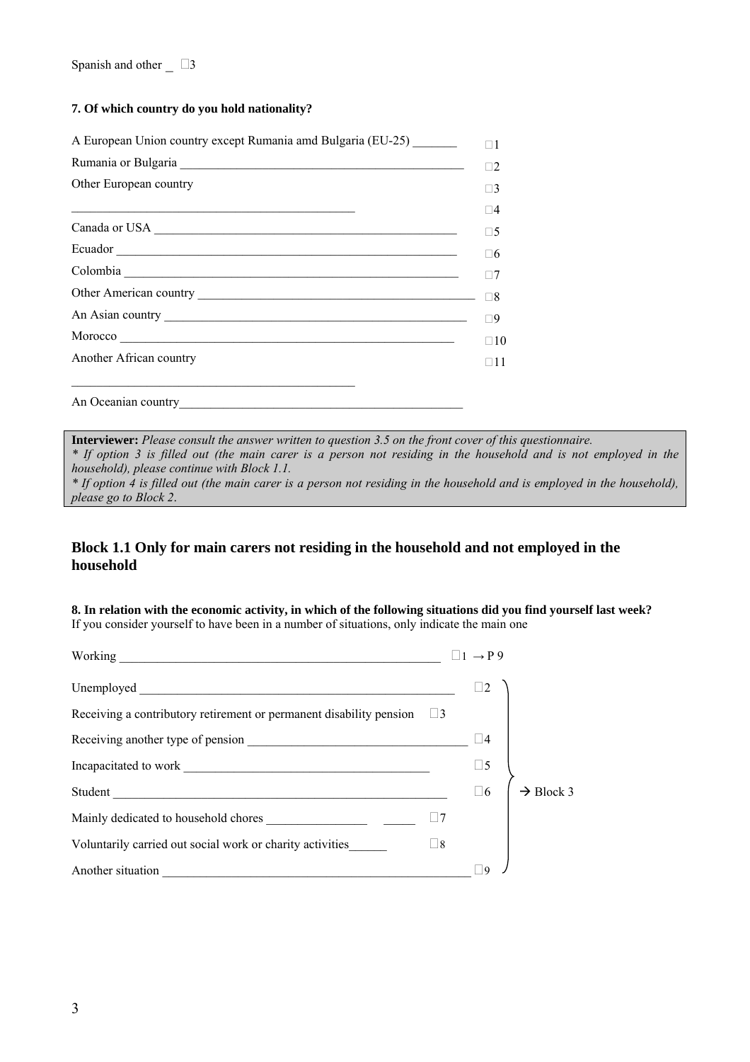Spanish and other _ □3

**7. Of which country do you hold nationality?**

| | |
|---|---|
| A European Union country except Rumania amd Bulgaria (EU-25) _______ | □1 |
| Rumania or Bulgaria | □2 |
| Other European country | □3 |
| _______________________________________________ | □4 |
| Canada or USA | □5 |
| Ecuador | □6 |
| Colombia | □7 |
| Other American country | □8 |
| An Asian country | □9 |
| Morocco | □10 |
| Another African country | □11 |
| _______________________________________________ | |
| An Oceanian country | |

> **Interviewer:** *Please consult the answer written to question 3.5 on the front cover of this questionnaire.*
> *\* If option 3 is filled out (the main carer is a person not residing in the household and is not employed in the household), please continue with Block 1.1.*
> *\* If option 4 is filled out (the main carer is a person not residing in the household and is employed in the household), please go to Block 2.*

## Block 1.1 Only for main carers not residing in the household and not employed in the household

**8. In relation with the economic activity, in which of the following situations did you find yourself last week?**
If you consider yourself to have been in a number of situations, only indicate the main one

| | | |
|---|---|---|
| Working | □1 | → P 9 |
| Unemployed | □2 | → Block 3 |
| Receiving a contributory retirement or permanent disability pension | □3 | → Block 3 |
| Receiving another type of pension | □4 | → Block 3 |
| Incapacitated to work | □5 | → Block 3 |
| Student | □6 | → Block 3 |
| Mainly dedicated to household chores | □7 | → Block 3 |
| Voluntarily carried out social work or charity activities | □8 | → Block 3 |
| Another situation | □9 | → Block 3 |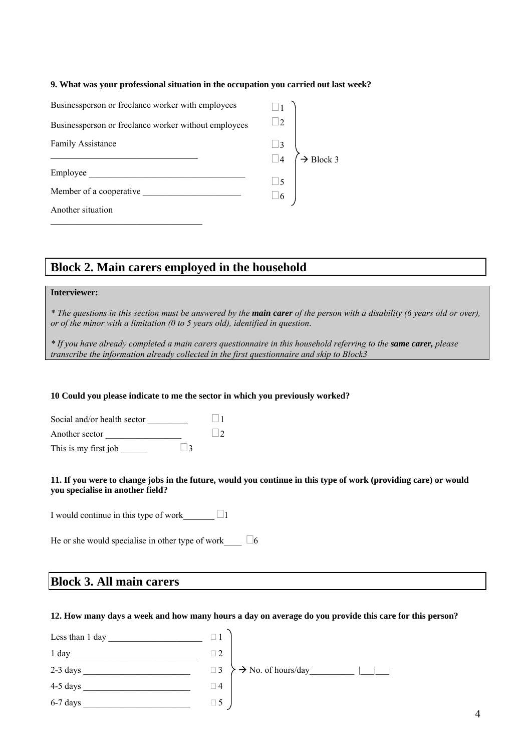**9. What was your professional situation in the occupation you carried out last week?**

Businessperson or freelance worker with employees ☐1

Businessperson or freelance worker without employees ☐2

Family Assistance ☐3

________________________________ ☐4 → Block 3

Employee __________________________________ ☐5

Member of a cooperative _____________________ ☐6

Another situation

__________________________________

## Block 2. Main carers employed in the household

**Interviewer:**

*\* The questions in this section must be answered by the **main carer** of the person with a disability (6 years old or over), or of the minor with a limitation (0 to 5 years old), identified in question.*

*\* If you have already completed a main carers questionnaire in this household referring to the **same carer,** please transcribe the information already collected in the first questionnaire and skip to Block3*

**10 Could you please indicate to me the sector in which you previously worked?**

Social and/or health sector _________ ☐1

Another sector _________________ ☐2

This is my first job ______ ☐3

**11. If you were to change jobs in the future, would you continue in this type of work (providing care) or would you specialise in another field?**

I would continue in this type of work_______ ☐1

He or she would specialise in other type of work____ ☐6

## Block 3. All main carers

**12. How many days a week and how many hours a day on average do you provide this care for this person?**

Less than 1 day _____________________ ☐ 1

1 day ____________________________ ☐ 2

2-3 days ________________________ ☐ 3 → No. of hours/day__________ |___|___|

4-5 days ________________________ ☐ 4

6-7 days ________________________ ☐ 5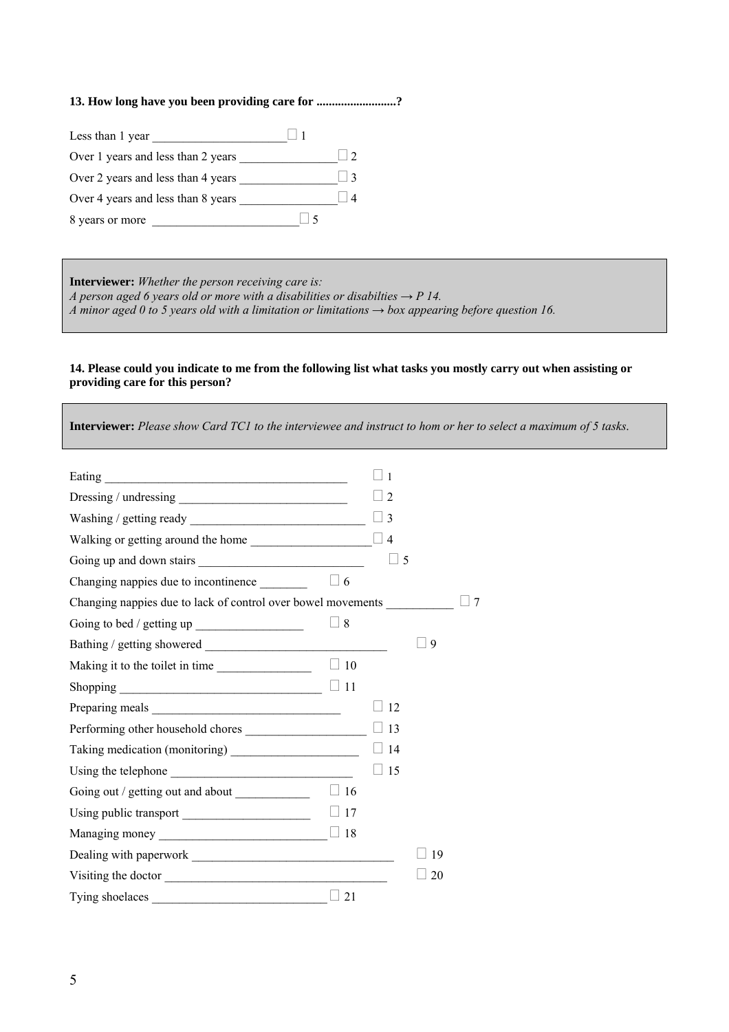**13. How long have you been providing care for ..........................?**

Less than 1 year ______________________ ☐ 1

Over 1 years and less than 2 years ________________ ☐ 2

Over 2 years and less than 4 years ________________ ☐ 3

Over 4 years and less than 8 years ________________ ☐ 4

8 years or more ________________________ ☐ 5

> **Interviewer:** *Whether the person receiving care is:*
> *A person aged 6 years old or more with a disabilities or disabilties → P 14.*
> *A minor aged 0 to 5 years old with a limitation or limitations → box appearing before question 16.*

**14. Please could you indicate to me from the following list what tasks you mostly carry out when assisting or providing care for this person?**

> **Interviewer:** *Please show Card TC1 to the interviewee and instruct to hom or her to select a maximum of 5 tasks.*

Eating ________________________________________ ☐ 1

Dressing / undressing ___________________________ ☐ 2

Washing / getting ready _____________________________ ☐ 3

Walking or getting around the home ____________________ ☐ 4

Going up and down stairs ___________________________ ☐ 5

Changing nappies due to incontinence ________ ☐ 6

Changing nappies due to lack of control over bowel movements ___________ ☐ 7

Going to bed / getting up _________________ ☐ 8

Bathing / getting showered ______________________________ ☐ 9

Making it to the toilet in time _______________ ☐ 10

Shopping _________________________________ ☐ 11

Preparing meals ______________________________ ☐ 12

Performing other household chores ____________________ ☐ 13

Taking medication (monitoring) _____________________ ☐ 14

Using the telephone ______________________________ ☐ 15

Going out / getting out and about ____________ ☐ 16

Using public transport _____________________ ☐ 17

Managing money ____________________________ ☐ 18

Dealing with paperwork _________________________________ ☐ 19

Visiting the doctor ____________________________________ ☐ 20

Tying shoelaces ____________________________ ☐ 21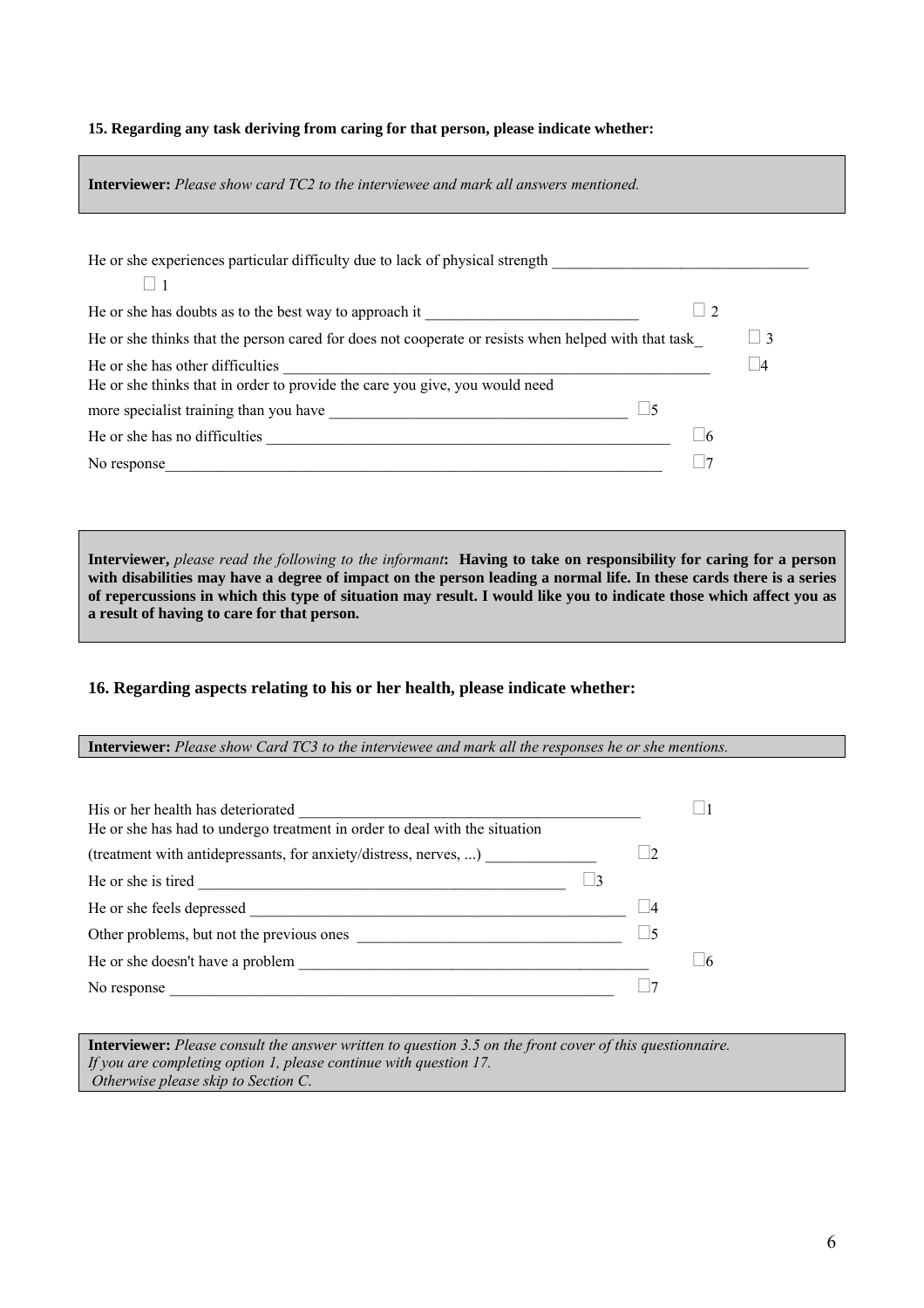**15. Regarding any task deriving from caring for that person, please indicate whether:**

> **Interviewer:** *Please show card TC2 to the interviewee and mark all answers mentioned.*

- He or she experiences particular difficulty due to lack of physical strength ☐ 1
- He or she has doubts as to the best way to approach it ☐ 2
- He or she thinks that the person cared for does not cooperate or resists when helped with that task ☐ 3
- He or she has other difficulties ☐ 4
- He or she thinks that in order to provide the care you give, you would need more specialist training than you have ☐ 5
- He or she has no difficulties ☐ 6
- No response ☐ 7

> **Interviewer,** *please read the following to the informant*: **Having to take on responsibility for caring for a person with disabilities may have a degree of impact on the person leading a normal life. In these cards there is a series of repercussions in which this type of situation may result. I would like you to indicate those which affect you as a result of having to care for that person.**

**16. Regarding aspects relating to his or her health, please indicate whether:**

> **Interviewer:** *Please show Card TC3 to the interviewee and mark all the responses he or she mentions.*

- His or her health has deteriorated ☐ 1
- He or she has had to undergo treatment in order to deal with the situation (treatment with antidepressants, for anxiety/distress, nerves, ...) ☐ 2
- He or she is tired ☐ 3
- He or she feels depressed ☐ 4
- Other problems, but not the previous ones ☐ 5
- He or she doesn't have a problem ☐ 6
- No response ☐ 7

> **Interviewer:** *Please consult the answer written to question 3.5 on the front cover of this questionnaire.*
> *If you are completing option 1, please continue with question 17.*
> *Otherwise please skip to Section C.*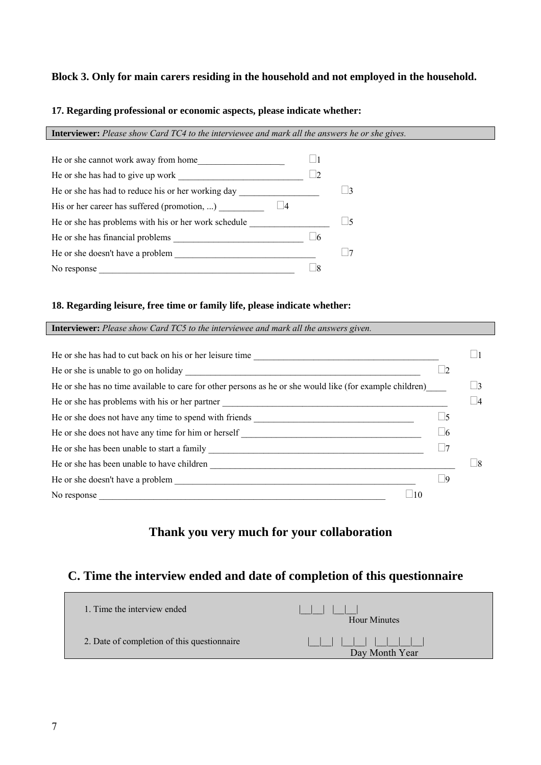**Block 3. Only for main carers residing in the household and not employed in the household.**

**17. Regarding professional or economic aspects, please indicate whether:**

**Interviewer:** *Please show Card TC4 to the interviewee and mark all the answers he or she gives.*

He or she cannot work away from home___________________ □1

He or she has had to give up work ___________________________ □2

He or she has had to reduce his or her working day _________________ □3

His or her career has suffered (promotion, ...) _________ □4

He or she has problems with his or her work schedule _________________ □5

He or she has financial problems ____________________________ □6

He or she doesn't have a problem _______________________________ □7

No response __________________________________________ □8

**18. Regarding leisure, free time or family life, please indicate whether:**

**Interviewer:** *Please show Card TC5 to the interviewee and mark all the answers given.*

He or she has had to cut back on his or her leisure time _________________________________________ □1

He or she is unable to go on holiday ___________________________________________________ □2

He or she has no time available to care for other persons as he or she would like (for example children)____ □3

He or she has problems with his or her partner ___________________________________________________ □4

He or she does not have any time to spend with friends ___________________________________ □5

He or she does not have any time for him or herself _________________________________________ □6

He or she has been unable to start a family _________________________________________________ □7

He or she has been unable to have children _________________________________________________________ □8

He or she doesn't have a problem _______________________________________________________ □9

No response _________________________________________________________________ □10

## Thank you very much for your collaboration

## C. Time the interview ended and date of completion of this questionnaire

| | |
|---|---|
| 1. Time the interview ended | \|__\|__\| \|__\|__\| Hour Minutes |
| 2. Date of completion of this questionnaire | \|__\|__\| \|__\|__\| \|__\|__\|__\|__\| Day Month Year |